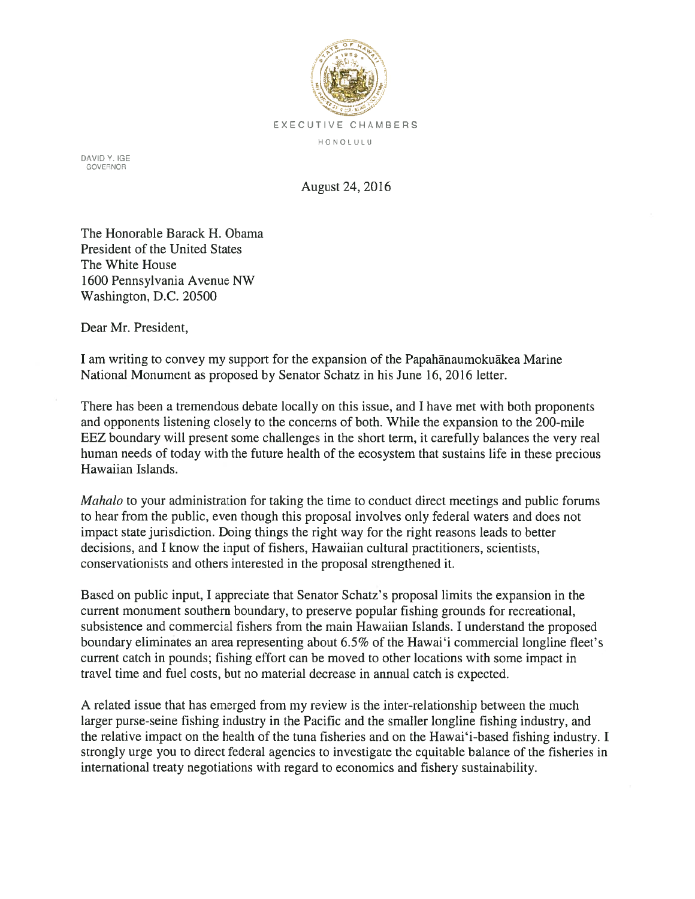EXECUTIVE CHAMBERS

HONOLULU

DAVID Y. IGE
GOVERNOR

August 24, 2016

The Honorable Barack H. Obama
President of the United States
The White House
1600 Pennsylvania Avenue NW
Washington, D.C. 20500

Dear Mr. President,

I am writing to convey my support for the expansion of the Papahānaumokuākea Marine National Monument as proposed by Senator Schatz in his June 16, 2016 letter.

There has been a tremendous debate locally on this issue, and I have met with both proponents and opponents listening closely to the concerns of both. While the expansion to the 200-mile EEZ boundary will present some challenges in the short term, it carefully balances the very real human needs of today with the future health of the ecosystem that sustains life in these precious Hawaiian Islands.

*Mahalo* to your administration for taking the time to conduct direct meetings and public forums to hear from the public, even though this proposal involves only federal waters and does not impact state jurisdiction. Doing things the right way for the right reasons leads to better decisions, and I know the input of fishers, Hawaiian cultural practitioners, scientists, conservationists and others interested in the proposal strengthened it.

Based on public input, I appreciate that Senator Schatz's proposal limits the expansion in the current monument southern boundary, to preserve popular fishing grounds for recreational, subsistence and commercial fishers from the main Hawaiian Islands. I understand the proposed boundary eliminates an area representing about 6.5% of the Hawai'i commercial longline fleet's current catch in pounds; fishing effort can be moved to other locations with some impact in travel time and fuel costs, but no material decrease in annual catch is expected.

A related issue that has emerged from my review is the inter-relationship between the much larger purse-seine fishing industry in the Pacific and the smaller longline fishing industry, and the relative impact on the health of the tuna fisheries and on the Hawai'i-based fishing industry. I strongly urge you to direct federal agencies to investigate the equitable balance of the fisheries in international treaty negotiations with regard to economics and fishery sustainability.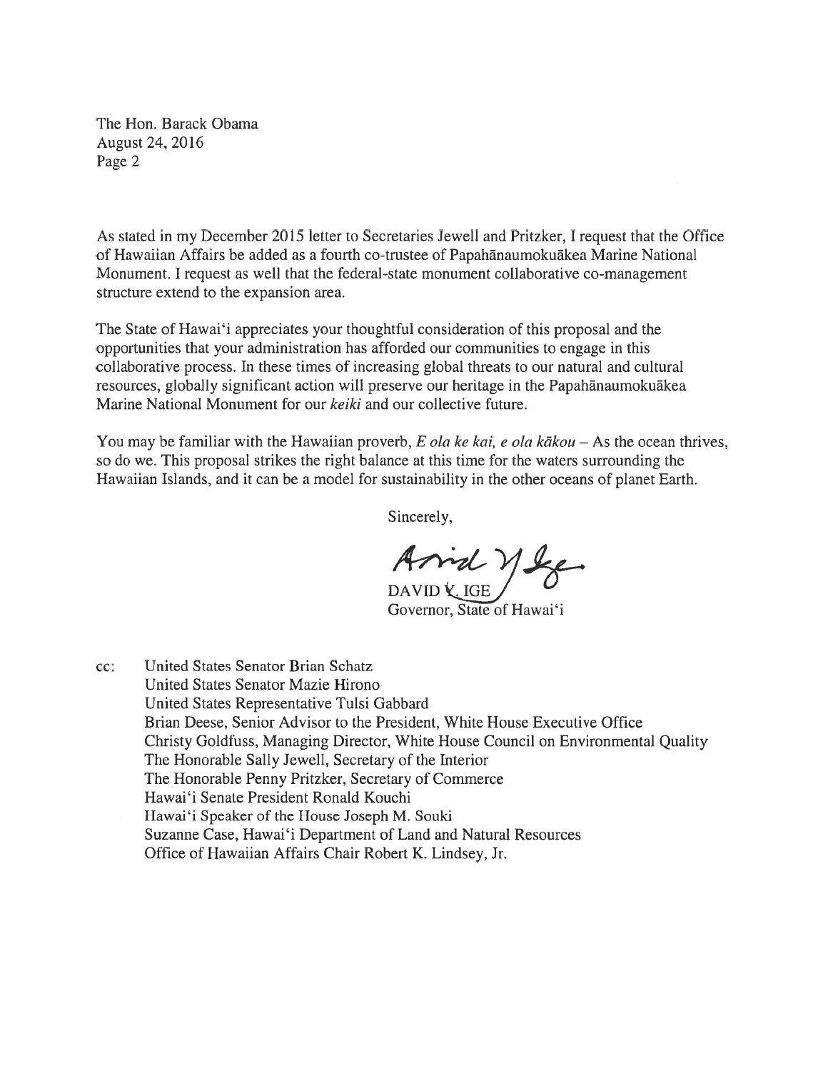The Hon. Barack Obama
August 24, 2016
Page 2

As stated in my December 2015 letter to Secretaries Jewell and Pritzker, I request that the Office of Hawaiian Affairs be added as a fourth co-trustee of Papahānaumokuākea Marine National Monument. I request as well that the federal-state monument collaborative co-management structure extend to the expansion area.

The State of Hawaiʻi appreciates your thoughtful consideration of this proposal and the opportunities that your administration has afforded our communities to engage in this collaborative process. In these times of increasing global threats to our natural and cultural resources, globally significant action will preserve our heritage in the Papahānaumokuākea Marine National Monument for our *keiki* and our collective future.

You may be familiar with the Hawaiian proverb, *E ola ke kai, e ola kākou* – As the ocean thrives, so do we. This proposal strikes the right balance at this time for the waters surrounding the Hawaiian Islands, and it can be a model for sustainability in the other oceans of planet Earth.

Sincerely,

DAVID Y. IGE
Governor, State of Hawaiʻi

cc: United States Senator Brian Schatz
United States Senator Mazie Hirono
United States Representative Tulsi Gabbard
Brian Deese, Senior Advisor to the President, White House Executive Office
Christy Goldfuss, Managing Director, White House Council on Environmental Quality
The Honorable Sally Jewell, Secretary of the Interior
The Honorable Penny Pritzker, Secretary of Commerce
Hawaiʻi Senate President Ronald Kouchi
Hawaiʻi Speaker of the House Joseph M. Souki
Suzanne Case, Hawaiʻi Department of Land and Natural Resources
Office of Hawaiian Affairs Chair Robert K. Lindsey, Jr.